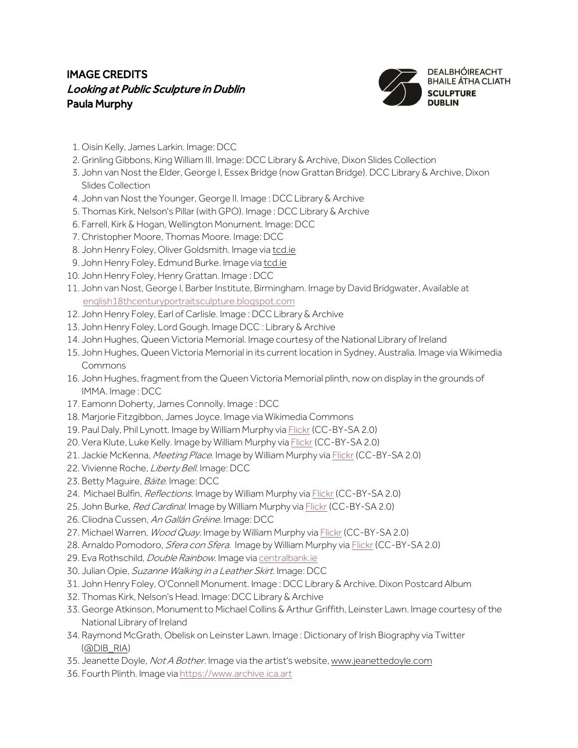# IMAGE CREDITS

## *Looking at Public Sculpture in Dublin*

**Paula Murphy**

DEALBHÓIREACHT BHAILE ÁTHA CLIATH
**SCULPTURE DUBLIN**

1. Oisín Kelly, James Larkin. Image: DCC
2. Grinling Gibbons, King William III. Image: DCC Library & Archive, Dixon Slides Collection
3. John van Nost the Elder, George I, Essex Bridge (now Grattan Bridge). DCC Library & Archive, Dixon Slides Collection
4. John van Nost the Younger, George II. Image : DCC Library & Archive
5. Thomas Kirk, Nelson's Pillar (with GPO). Image : DCC Library & Archive
6. Farrell, Kirk & Hogan, Wellington Monument. Image: DCC
7. Christopher Moore, Thomas Moore. Image: DCC
8. John Henry Foley, Oliver Goldsmith. Image via tcd.ie
9. John Henry Foley, Edmund Burke. Image via tcd.ie
10. John Henry Foley, Henry Grattan. Image : DCC
11. John van Nost, George I, Barber Institute, Birmingham. Image by David Bridgwater, Available at english18thcenturyportraitsculpture.blogspot.com
12. John Henry Foley, Earl of Carlisle. Image : DCC Library & Archive
13. John Henry Foley, Lord Gough. Image DCC : Library & Archive
14. John Hughes, Queen Victoria Memorial. Image courtesy of the National Library of Ireland
15. John Hughes, Queen Victoria Memorial in its current location in Sydney, Australia. Image via Wikimedia Commons
16. John Hughes, fragment from the Queen Victoria Memorial plinth, now on display in the grounds of IMMA. Image : DCC
17. Eamonn Doherty, James Connolly. Image : DCC
18. Marjorie Fitzgibbon, James Joyce. Image via Wikimedia Commons
19. Paul Daly, Phil Lynott. Image by William Murphy via Flickr (CC-BY-SA 2.0)
20. Vera Klute, Luke Kelly. Image by William Murphy via Flickr (CC-BY-SA 2.0)
21. Jackie McKenna, *Meeting Place*. Image by William Murphy via Flickr (CC-BY-SA 2.0)
22. Vivienne Roche, *Liberty Bell*. Image: DCC
23. Betty Maguire, *Báite*. Image: DCC
24. Michael Bulfin, *Reflections*. Image by William Murphy via Flickr (CC-BY-SA 2.0)
25. John Burke, *Red Cardinal*. Image by William Murphy via Flickr (CC-BY-SA 2.0)
26. Cliodna Cussen, *An Gallán Gréine*. Image: DCC
27. Michael Warren, *Wood Quay*. Image by William Murphy via Flickr (CC-BY-SA 2.0)
28. Arnaldo Pomodoro, *Sfera con Sfera*. Image by William Murphy via Flickr (CC-BY-SA 2.0)
29. Eva Rothschild, *Double Rainbow*. Image via centralbank.ie
30. Julian Opie, *Suzanne Walking in a Leather Skirt*. Image: DCC
31. John Henry Foley, O'Connell Monument. Image : DCC Library & Archive, Dixon Postcard Album
32. Thomas Kirk, Nelson's Head. Image: DCC Library & Archive
33. George Atkinson, Monument to Michael Collins & Arthur Griffith, Leinster Lawn. Image courtesy of the National Library of Ireland
34. Raymond McGrath, Obelisk on Leinster Lawn. Image : Dictionary of Irish Biography via Twitter (@DIB_RIA)
35. Jeanette Doyle, *Not A Bother*. Image via the artist's website, www.jeanettedoyle.com
36. Fourth Plinth. Image via https://www.archive.ica.art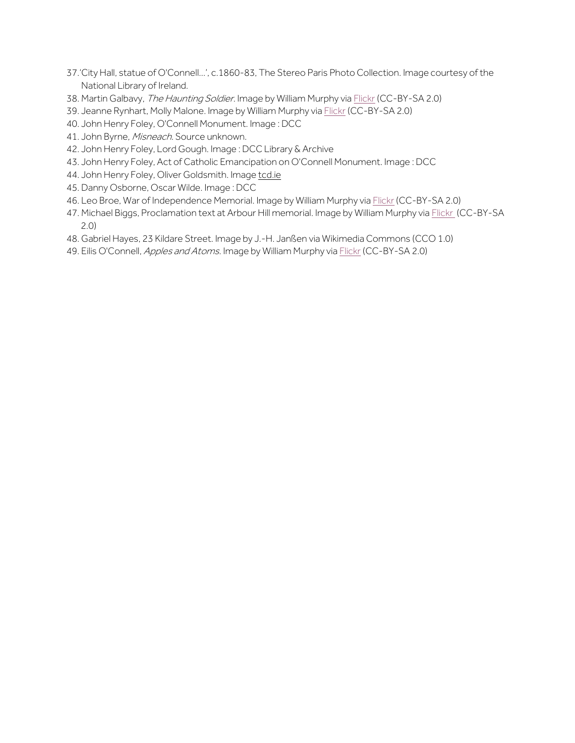37. 'City Hall, statue of O'Connell...', c.1860-83, The Stereo Paris Photo Collection. Image courtesy of the National Library of Ireland.
38. Martin Galbavy, *The Haunting Soldier*. Image by William Murphy via Flickr (CC-BY-SA 2.0)
39. Jeanne Rynhart, Molly Malone. Image by William Murphy via Flickr (CC-BY-SA 2.0)
40. John Henry Foley, O'Connell Monument. Image : DCC
41. John Byrne, *Misneach*. Source unknown.
42. John Henry Foley, Lord Gough. Image : DCC Library & Archive
43. John Henry Foley, Act of Catholic Emancipation on O'Connell Monument. Image : DCC
44. John Henry Foley, Oliver Goldsmith. Image tcd.ie
45. Danny Osborne, Oscar Wilde. Image : DCC
46. Leo Broe, War of Independence Memorial. Image by William Murphy via Flickr (CC-BY-SA 2.0)
47. Michael Biggs, Proclamation text at Arbour Hill memorial. Image by William Murphy via Flickr (CC-BY-SA 2.0)
48. Gabriel Hayes, 23 Kildare Street. Image by J.-H. Janßen via Wikimedia Commons (CCO 1.0)
49. Eilis O'Connell, *Apples and Atoms*. Image by William Murphy via Flickr (CC-BY-SA 2.0)